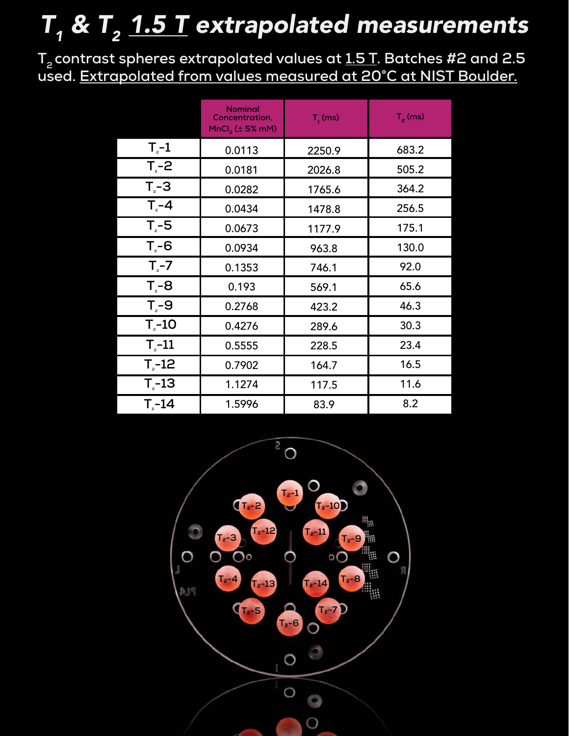# $T_1$ & $T_2$ 1.5 T extrapolated measurements

$T_2$ contrast spheres extrapolated values at 1.5 T. Batches #2 and 2.5 used. Extrapolated from values measured at 20°C at NIST Boulder.

| | Nominal Concentration, $MnCl_2$ (± 5% mM) | $T_1$ (ms) | $T_2$ (ms) |
|---|---|---|---|
| $T_2$-1 | 0.0113 | 2250.9 | 683.2 |
| $T_2$-2 | 0.0181 | 2026.8 | 505.2 |
| $T_2$-3 | 0.0282 | 1765.6 | 364.2 |
| $T_2$-4 | 0.0434 | 1478.8 | 256.5 |
| $T_2$-5 | 0.0673 | 1177.9 | 175.1 |
| $T_2$-6 | 0.0934 | 963.8 | 130.0 |
| $T_2$-7 | 0.1353 | 746.1 | 92.0 |
| $T_2$-8 | 0.193 | 569.1 | 65.6 |
| $T_2$-9 | 0.2768 | 423.2 | 46.3 |
| $T_2$-10 | 0.4276 | 289.6 | 30.3 |
| $T_2$-11 | 0.5555 | 228.5 | 23.4 |
| $T_2$-12 | 0.7902 | 164.7 | 16.5 |
| $T_2$-13 | 1.1274 | 117.5 | 11.6 |
| $T_2$-14 | 1.5996 | 83.9 | 8.2 |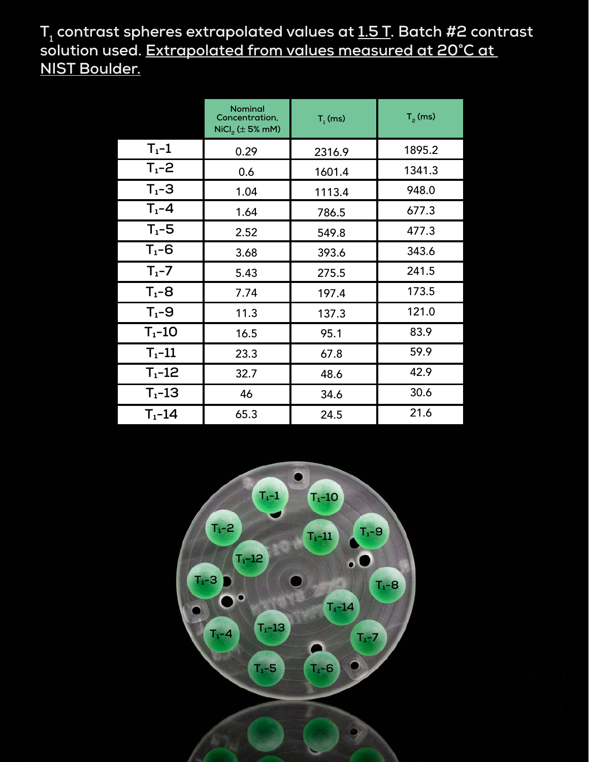$T_1$ contrast spheres extrapolated values at 1.5 T. Batch #2 contrast solution used. Extrapolated from values measured at 20°C at NIST Boulder.

| | Nominal Concentration, $NiCl_2$ (± 5% mM) | $T_1$ (ms) | $T_2$ (ms) |
|---|---|---|---|
| $T_1$-1 | 0.29 | 2316.9 | 1895.2 |
| $T_1$-2 | 0.6 | 1601.4 | 1341.3 |
| $T_1$-3 | 1.04 | 1113.4 | 948.0 |
| $T_1$-4 | 1.64 | 786.5 | 677.3 |
| $T_1$-5 | 2.52 | 549.8 | 477.3 |
| $T_1$-6 | 3.68 | 393.6 | 343.6 |
| $T_1$-7 | 5.43 | 275.5 | 241.5 |
| $T_1$-8 | 7.74 | 197.4 | 173.5 |
| $T_1$-9 | 11.3 | 137.3 | 121.0 |
| $T_1$-10 | 16.5 | 95.1 | 83.9 |
| $T_1$-11 | 23.3 | 67.8 | 59.9 |
| $T_1$-12 | 32.7 | 48.6 | 42.9 |
| $T_1$-13 | 46 | 34.6 | 30.6 |
| $T_1$-14 | 65.3 | 24.5 | 21.6 |

$T_1$-1
$T_1$-2
$T_1$-3
$T_1$-4
$T_1$-5
$T_1$-6
$T_1$-7
$T_1$-8
$T_1$-9
$T_1$-10
$T_1$-11
$T_1$-12
$T_1$-13
$T_1$-14